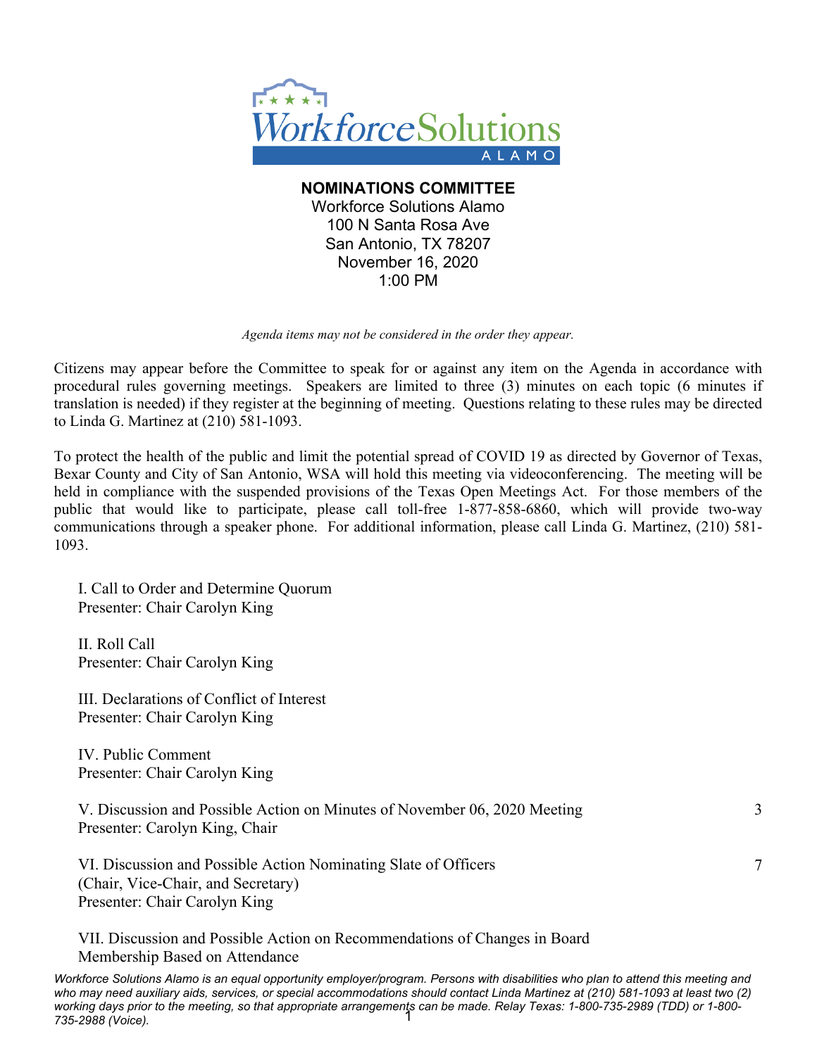# NOMINATIONS COMMITTEE

Workforce Solutions Alamo
100 N Santa Rosa Ave
San Antonio, TX 78207
November 16, 2020
1:00 PM

*Agenda items may not be considered in the order they appear.*

Citizens may appear before the Committee to speak for or against any item on the Agenda in accordance with procedural rules governing meetings. Speakers are limited to three (3) minutes on each topic (6 minutes if translation is needed) if they register at the beginning of meeting. Questions relating to these rules may be directed to Linda G. Martinez at (210) 581-1093.

To protect the health of the public and limit the potential spread of COVID 19 as directed by Governor of Texas, Bexar County and City of San Antonio, WSA will hold this meeting via videoconferencing. The meeting will be held in compliance with the suspended provisions of the Texas Open Meetings Act. For those members of the public that would like to participate, please call toll-free 1-877-858-6860, which will provide two-way communications through a speaker phone. For additional information, please call Linda G. Martinez, (210) 581-1093.

I. Call to Order and Determine Quorum
Presenter: Chair Carolyn King

II. Roll Call
Presenter: Chair Carolyn King

III. Declarations of Conflict of Interest
Presenter: Chair Carolyn King

IV. Public Comment
Presenter: Chair Carolyn King

V. Discussion and Possible Action on Minutes of November 06, 2020 Meeting — 3
Presenter: Carolyn King, Chair

VI. Discussion and Possible Action Nominating Slate of Officers (Chair, Vice-Chair, and Secretary) — 7
Presenter: Chair Carolyn King

VII. Discussion and Possible Action on Recommendations of Changes in Board Membership Based on Attendance

*Workforce Solutions Alamo is an equal opportunity employer/program. Persons with disabilities who plan to attend this meeting and who may need auxiliary aids, services, or special accommodations should contact Linda Martinez at (210) 581-1093 at least two (2) working days prior to the meeting, so that appropriate arrangements can be made. Relay Texas: 1-800-735-2989 (TDD) or 1-800-735-2988 (Voice).*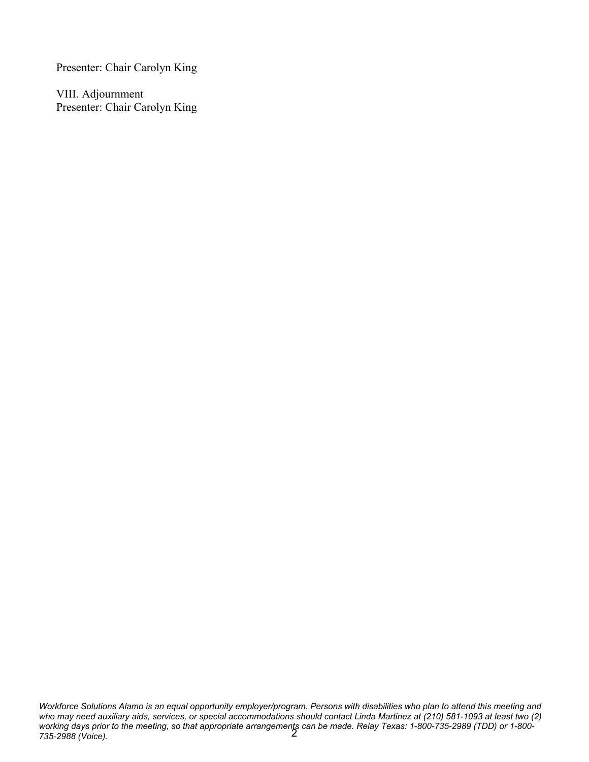Presenter: Chair Carolyn King

VIII. Adjournment
Presenter: Chair Carolyn King

*Workforce Solutions Alamo is an equal opportunity employer/program. Persons with disabilities who plan to attend this meeting and who may need auxiliary aids, services, or special accommodations should contact Linda Martinez at (210) 581-1093 at least two (2) working days prior to the meeting, so that appropriate arrangements can be made. Relay Texas: 1-800-735-2989 (TDD) or 1-800-735-2988 (Voice).*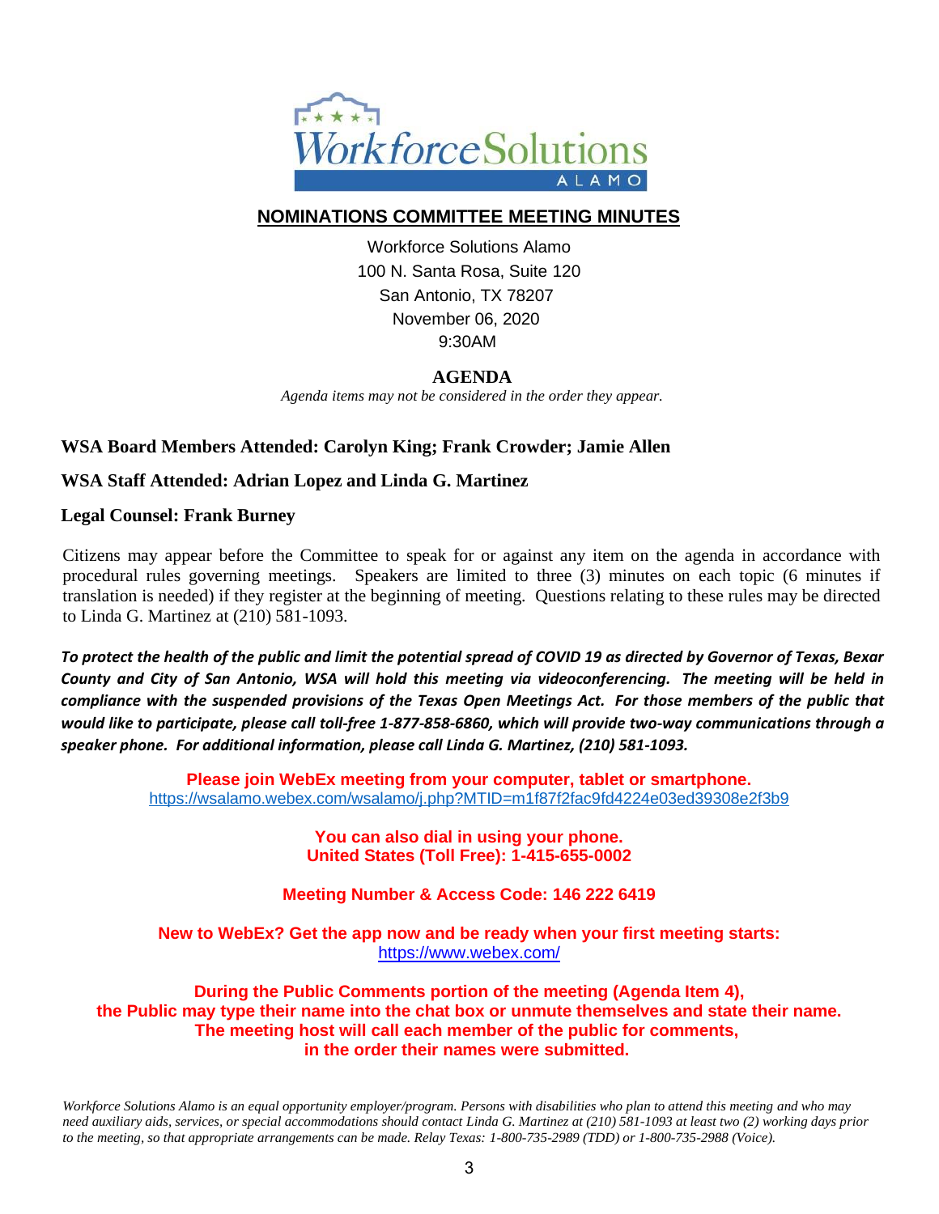## NOMINATIONS COMMITTEE MEETING MINUTES

Workforce Solutions Alamo
100 N. Santa Rosa, Suite 120
San Antonio, TX 78207
November 06, 2020
9:30AM

### AGENDA

*Agenda items may not be considered in the order they appear.*

**WSA Board Members Attended: Carolyn King; Frank Crowder; Jamie Allen**

**WSA Staff Attended: Adrian Lopez and Linda G. Martinez**

**Legal Counsel: Frank Burney**

Citizens may appear before the Committee to speak for or against any item on the agenda in accordance with procedural rules governing meetings. Speakers are limited to three (3) minutes on each topic (6 minutes if translation is needed) if they register at the beginning of meeting. Questions relating to these rules may be directed to Linda G. Martinez at (210) 581-1093.

***To protect the health of the public and limit the potential spread of COVID 19 as directed by Governor of Texas, Bexar County and City of San Antonio, WSA will hold this meeting via videoconferencing. The meeting will be held in compliance with the suspended provisions of the Texas Open Meetings Act. For those members of the public that would like to participate, please call toll-free 1-877-858-6860, which will provide two-way communications through a speaker phone. For additional information, please call Linda G. Martinez, (210) 581-1093.***

**Please join WebEx meeting from your computer, tablet or smartphone.**
https://wsalamo.webex.com/wsalamo/j.php?MTID=m1f87f2fac9fd4224e03ed39308e2f3b9

**You can also dial in using your phone.**
**United States (Toll Free): 1-415-655-0002**

**Meeting Number & Access Code: 146 222 6419**

**New to WebEx? Get the app now and be ready when your first meeting starts:**
https://www.webex.com/

**During the Public Comments portion of the meeting (Agenda Item 4), the Public may type their name into the chat box or unmute themselves and state their name. The meeting host will call each member of the public for comments, in the order their names were submitted.**

*Workforce Solutions Alamo is an equal opportunity employer/program. Persons with disabilities who plan to attend this meeting and who may need auxiliary aids, services, or special accommodations should contact Linda G. Martinez at (210) 581-1093 at least two (2) working days prior to the meeting, so that appropriate arrangements can be made. Relay Texas: 1-800-735-2989 (TDD) or 1-800-735-2988 (Voice).*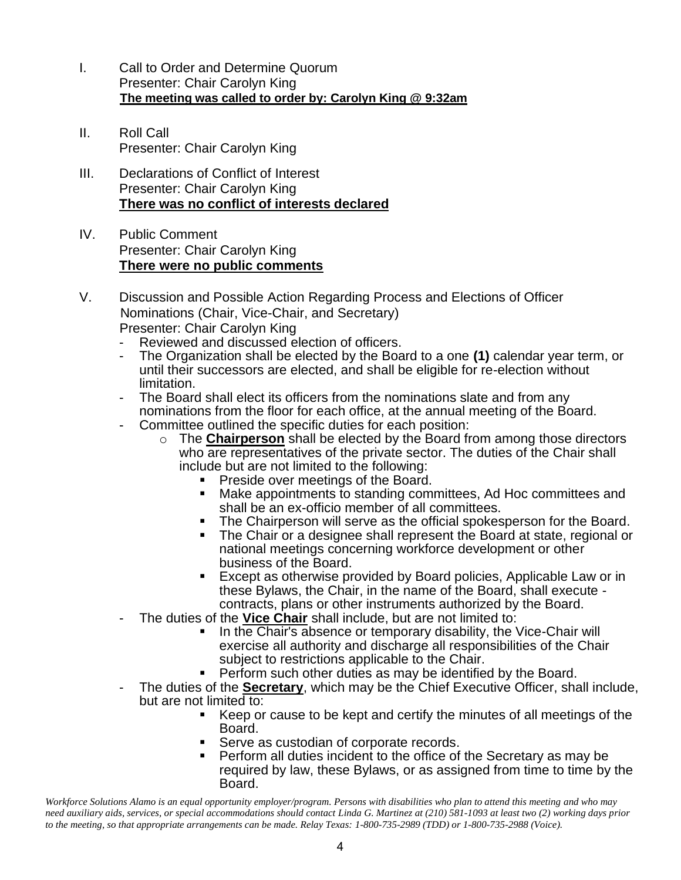I. Call to Order and Determine Quorum
Presenter: Chair Carolyn King
**The meeting was called to order by: Carolyn King @ 9:32am**

II. Roll Call
Presenter: Chair Carolyn King

III. Declarations of Conflict of Interest
Presenter: Chair Carolyn King
**There was no conflict of interests declared**

IV. Public Comment
Presenter: Chair Carolyn King
**There were no public comments**

V. Discussion and Possible Action Regarding Process and Elections of Officer Nominations (Chair, Vice-Chair, and Secretary)
Presenter: Chair Carolyn King

- Reviewed and discussed election of officers.
- The Organization shall be elected by the Board to a one **(1)** calendar year term, or until their successors are elected, and shall be eligible for re-election without limitation.
- The Board shall elect its officers from the nominations slate and from any nominations from the floor for each office, at the annual meeting of the Board.
- Committee outlined the specific duties for each position:
  - The **Chairperson** shall be elected by the Board from among those directors who are representatives of the private sector. The duties of the Chair shall include but are not limited to the following:
    - Preside over meetings of the Board.
    - Make appointments to standing committees, Ad Hoc committees and shall be an ex-officio member of all committees.
    - The Chairperson will serve as the official spokesperson for the Board.
    - The Chair or a designee shall represent the Board at state, regional or national meetings concerning workforce development or other business of the Board.
    - Except as otherwise provided by Board policies, Applicable Law or in these Bylaws, the Chair, in the name of the Board, shall execute - contracts, plans or other instruments authorized by the Board.
- The duties of the **Vice Chair** shall include, but are not limited to:
  - In the Chair's absence or temporary disability, the Vice-Chair will exercise all authority and discharge all responsibilities of the Chair subject to restrictions applicable to the Chair.
  - Perform such other duties as may be identified by the Board.
- The duties of the **Secretary**, which may be the Chief Executive Officer, shall include, but are not limited to:
  - Keep or cause to be kept and certify the minutes of all meetings of the Board.
  - Serve as custodian of corporate records.
  - Perform all duties incident to the office of the Secretary as may be required by law, these Bylaws, or as assigned from time to time by the Board.

*Workforce Solutions Alamo is an equal opportunity employer/program. Persons with disabilities who plan to attend this meeting and who may need auxiliary aids, services, or special accommodations should contact Linda G. Martinez at (210) 581-1093 at least two (2) working days prior to the meeting, so that appropriate arrangements can be made. Relay Texas: 1-800-735-2989 (TDD) or 1-800-735-2988 (Voice).*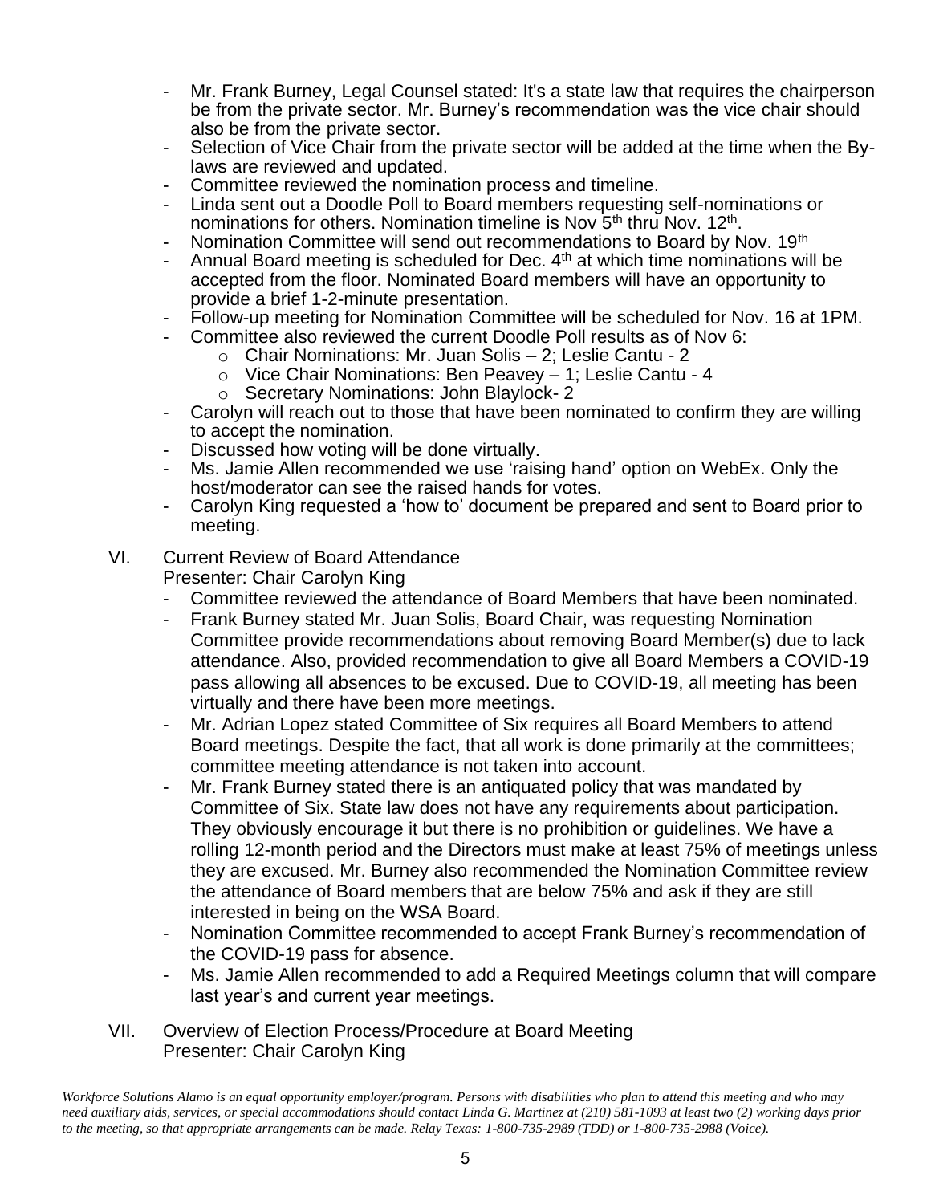- Mr. Frank Burney, Legal Counsel stated: It's a state law that requires the chairperson be from the private sector. Mr. Burney's recommendation was the vice chair should also be from the private sector.
- Selection of Vice Chair from the private sector will be added at the time when the By-laws are reviewed and updated.
- Committee reviewed the nomination process and timeline.
- Linda sent out a Doodle Poll to Board members requesting self-nominations or nominations for others. Nomination timeline is Nov 5th thru Nov. 12th.
- Nomination Committee will send out recommendations to Board by Nov. 19th
- Annual Board meeting is scheduled for Dec. 4th at which time nominations will be accepted from the floor. Nominated Board members will have an opportunity to provide a brief 1-2-minute presentation.
- Follow-up meeting for Nomination Committee will be scheduled for Nov. 16 at 1PM.
- Committee also reviewed the current Doodle Poll results as of Nov 6:
  - Chair Nominations: Mr. Juan Solis – 2; Leslie Cantu - 2
  - Vice Chair Nominations: Ben Peavey – 1; Leslie Cantu - 4
  - Secretary Nominations: John Blaylock- 2
- Carolyn will reach out to those that have been nominated to confirm they are willing to accept the nomination.
- Discussed how voting will be done virtually.
- Ms. Jamie Allen recommended we use 'raising hand' option on WebEx. Only the host/moderator can see the raised hands for votes.
- Carolyn King requested a 'how to' document be prepared and sent to Board prior to meeting.

VI. Current Review of Board Attendance
Presenter: Chair Carolyn King

- Committee reviewed the attendance of Board Members that have been nominated.
- Frank Burney stated Mr. Juan Solis, Board Chair, was requesting Nomination Committee provide recommendations about removing Board Member(s) due to lack attendance. Also, provided recommendation to give all Board Members a COVID-19 pass allowing all absences to be excused. Due to COVID-19, all meeting has been virtually and there have been more meetings.
- Mr. Adrian Lopez stated Committee of Six requires all Board Members to attend Board meetings. Despite the fact, that all work is done primarily at the committees; committee meeting attendance is not taken into account.
- Mr. Frank Burney stated there is an antiquated policy that was mandated by Committee of Six. State law does not have any requirements about participation. They obviously encourage it but there is no prohibition or guidelines. We have a rolling 12-month period and the Directors must make at least 75% of meetings unless they are excused. Mr. Burney also recommended the Nomination Committee review the attendance of Board members that are below 75% and ask if they are still interested in being on the WSA Board.
- Nomination Committee recommended to accept Frank Burney's recommendation of the COVID-19 pass for absence.
- Ms. Jamie Allen recommended to add a Required Meetings column that will compare last year's and current year meetings.

VII. Overview of Election Process/Procedure at Board Meeting
Presenter: Chair Carolyn King

*Workforce Solutions Alamo is an equal opportunity employer/program. Persons with disabilities who plan to attend this meeting and who may need auxiliary aids, services, or special accommodations should contact Linda G. Martinez at (210) 581-1093 at least two (2) working days prior to the meeting, so that appropriate arrangements can be made. Relay Texas: 1-800-735-2989 (TDD) or 1-800-735-2988 (Voice).*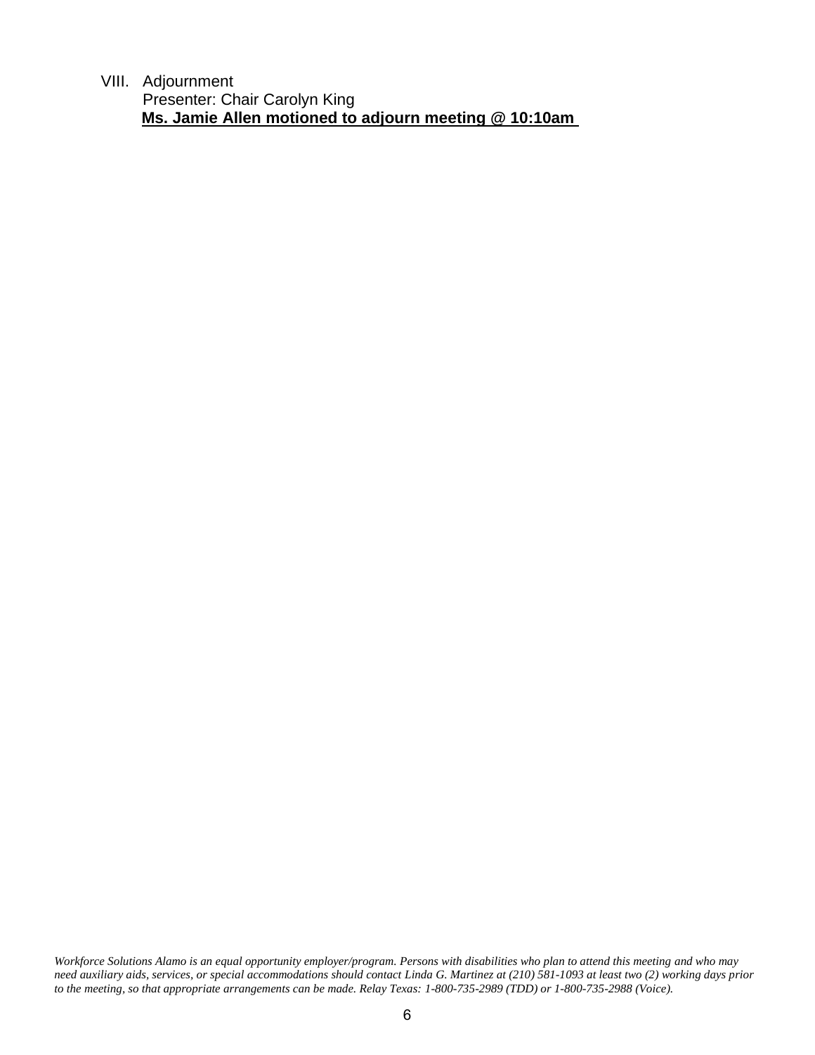VIII. Adjournment
Presenter: Chair Carolyn King
**Ms. Jamie Allen motioned to adjourn meeting @ 10:10am**

*Workforce Solutions Alamo is an equal opportunity employer/program. Persons with disabilities who plan to attend this meeting and who may need auxiliary aids, services, or special accommodations should contact Linda G. Martinez at (210) 581-1093 at least two (2) working days prior to the meeting, so that appropriate arrangements can be made. Relay Texas: 1-800-735-2989 (TDD) or 1-800-735-2988 (Voice).*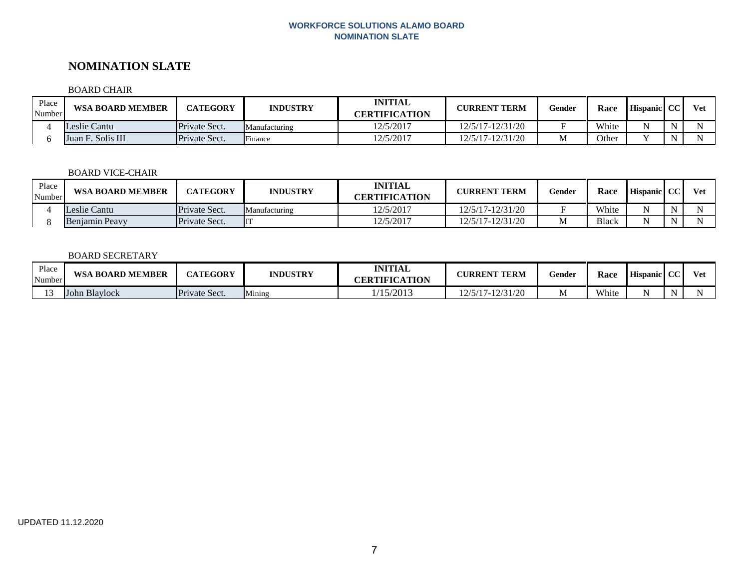# NOMINATION SLATE

BOARD CHAIR

| Place Number | WSA BOARD MEMBER | CATEGORY | INDUSTRY | INITIAL CERTIFICATION | CURRENT TERM | Gender | Race | Hispanic | CC | Vet |
|---|---|---|---|---|---|---|---|---|---|---|
| 4 | Leslie Cantu | Private Sect. | Manufacturing | 12/5/2017 | 12/5/17-12/31/20 | F | White | N | N | N |
| 6 | Juan F. Solis III | Private Sect. | Finance | 12/5/2017 | 12/5/17-12/31/20 | M | Other | Y | N | N |

BOARD VICE-CHAIR

| Place Number | WSA BOARD MEMBER | CATEGORY | INDUSTRY | INITIAL CERTIFICATION | CURRENT TERM | Gender | Race | Hispanic | CC | Vet |
|---|---|---|---|---|---|---|---|---|---|---|
| 4 | Leslie Cantu | Private Sect. | Manufacturing | 12/5/2017 | 12/5/17-12/31/20 | F | White | N | N | N |
| 8 | Benjamin Peavy | Private Sect. | IT | 12/5/2017 | 12/5/17-12/31/20 | M | Black | N | N | N |

BOARD SECRETARY

| Place Number | WSA BOARD MEMBER | CATEGORY | INDUSTRY | INITIAL CERTIFICATION | CURRENT TERM | Gender | Race | Hispanic | CC | Vet |
|---|---|---|---|---|---|---|---|---|---|---|
| 13 | John Blaylock | Private Sect. | Mining | 1/15/2013 | 12/5/17-12/31/20 | M | White | N | N | N |

UPDATED 11.12.2020